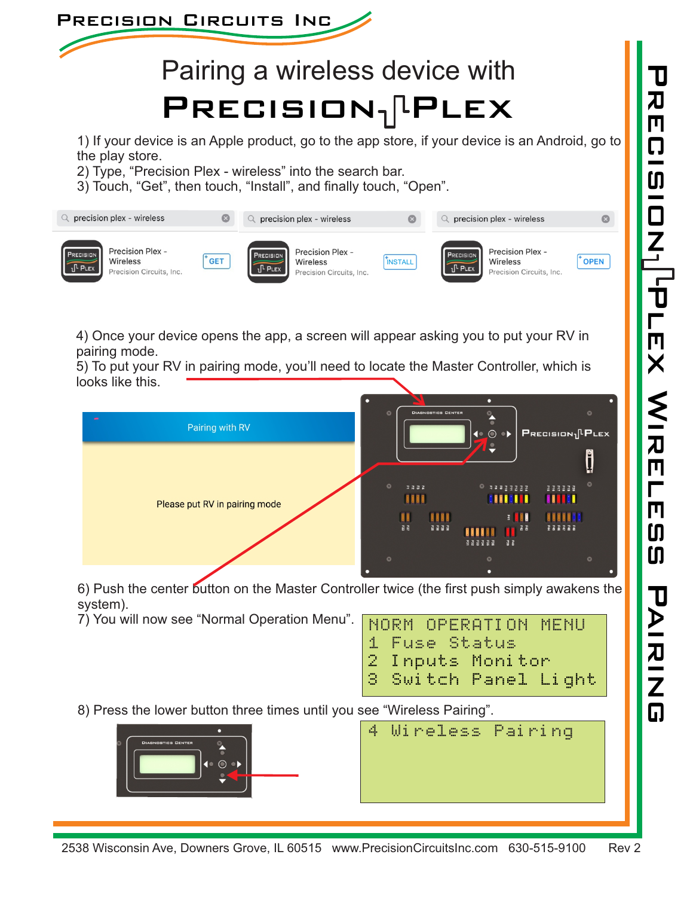# Pairing a wireless device with PRECISION PLEX

1) If your device is an Apple product, go to the app store, if your device is an Android, go to the play store.
2) Type, “Precision Plex - wireless” into the search bar.
3) Touch, “Get”, then touch, “Install”, and finally touch, “Open”.

precision plex - wireless

Precision Plex - Wireless
Precision Circuits, Inc.
GET

precision plex - wireless

Precision Plex - Wireless
Precision Circuits, Inc.
INSTALL

precision plex - wireless

Precision Plex - Wireless
Precision Circuits, Inc.
OPEN

4) Once your device opens the app, a screen will appear asking you to put your RV in pairing mode.
5) To put your RV in pairing mode, you’ll need to locate the Master Controller, which is looks like this.

Pairing with RV

Please put RV in pairing mode

6) Push the center button on the Master Controller twice (the first push simply awakens the system).
7) You will now see “Normal Operation Menu”.

```
NORM OPERATION MENU
1 Fuse Status
2 Inputs Monitor
3 Switch Panel Light
```

8) Press the lower button three times until you see “Wireless Pairing”.

```
4 Wireless Pairing
```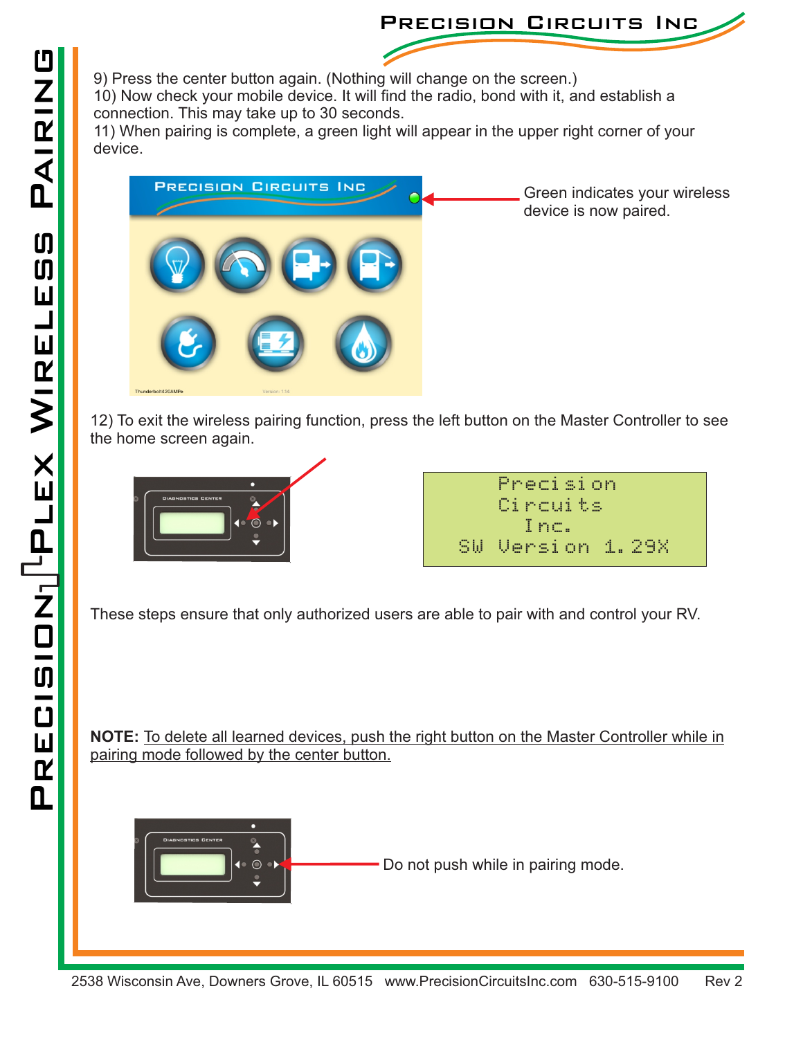9) Press the center button again. (Nothing will change on the screen.)
10) Now check your mobile device. It will find the radio, bond with it, and establish a connection. This may take up to 30 seconds.
11) When pairing is complete, a green light will appear in the upper right corner of your device.

Green indicates your wireless device is now paired.

12) To exit the wireless pairing function, press the left button on the Master Controller to see the home screen again.

Precision
Circuits
Inc.
SW Version 1.29X

These steps ensure that only authorized users are able to pair with and control your RV.

**NOTE:** To delete all learned devices, push the right button on the Master Controller while in pairing mode followed by the center button.

Do not push while in pairing mode.